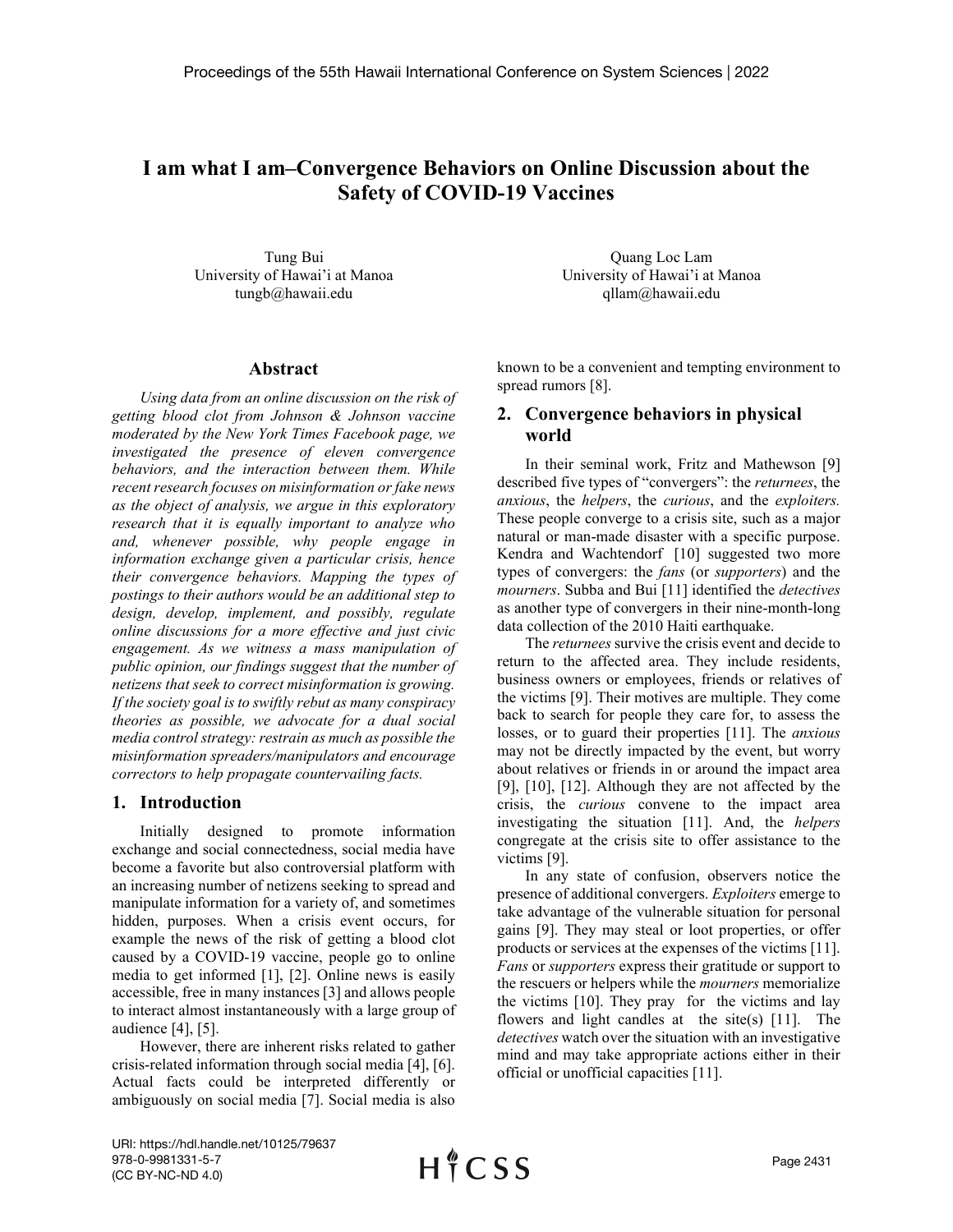# I am what I am–Convergence Behaviors on Online Discussion about the Safety of COVID-19 Vaccines

Tung Bui
University of Hawai'i at Manoa
tungb@hawaii.edu

Quang Loc Lam
University of Hawai'i at Manoa
qllam@hawaii.edu

## Abstract

*Using data from an online discussion on the risk of getting blood clot from Johnson & Johnson vaccine moderated by the New York Times Facebook page, we investigated the presence of eleven convergence behaviors, and the interaction between them. While recent research focuses on misinformation or fake news as the object of analysis, we argue in this exploratory research that it is equally important to analyze who and, whenever possible, why people engage in information exchange given a particular crisis, hence their convergence behaviors. Mapping the types of postings to their authors would be an additional step to design, develop, implement, and possibly, regulate online discussions for a more effective and just civic engagement. As we witness a mass manipulation of public opinion, our findings suggest that the number of netizens that seek to correct misinformation is growing. If the society goal is to swiftly rebut as many conspiracy theories as possible, we advocate for a dual social media control strategy: restrain as much as possible the misinformation spreaders/manipulators and encourage correctors to help propagate countervailing facts.*

## 1. Introduction

Initially designed to promote information exchange and social connectedness, social media have become a favorite but also controversial platform with an increasing number of netizens seeking to spread and manipulate information for a variety of, and sometimes hidden, purposes. When a crisis event occurs, for example the news of the risk of getting a blood clot caused by a COVID-19 vaccine, people go to online media to get informed [1], [2]. Online news is easily accessible, free in many instances [3] and allows people to interact almost instantaneously with a large group of audience [4], [5].

However, there are inherent risks related to gather crisis-related information through social media [4], [6]. Actual facts could be interpreted differently or ambiguously on social media [7]. Social media is also known to be a convenient and tempting environment to spread rumors [8].

## 2. Convergence behaviors in physical world

In their seminal work, Fritz and Mathewson [9] described five types of "convergers": the *returnees*, the *anxious*, the *helpers*, the *curious*, and the *exploiters.* These people converge to a crisis site, such as a major natural or man-made disaster with a specific purpose. Kendra and Wachtendorf [10] suggested two more types of convergers: the *fans* (or *supporters*) and the *mourners*. Subba and Bui [11] identified the *detectives* as another type of convergers in their nine-month-long data collection of the 2010 Haiti earthquake.

The *returnees* survive the crisis event and decide to return to the affected area. They include residents, business owners or employees, friends or relatives of the victims [9]. Their motives are multiple. They come back to search for people they care for, to assess the losses, or to guard their properties [11]. The *anxious* may not be directly impacted by the event, but worry about relatives or friends in or around the impact area [9], [10], [12]. Although they are not affected by the crisis, the *curious* convene to the impact area investigating the situation [11]. And, the *helpers* congregate at the crisis site to offer assistance to the victims [9].

In any state of confusion, observers notice the presence of additional convergers. *Exploiters* emerge to take advantage of the vulnerable situation for personal gains [9]. They may steal or loot properties, or offer products or services at the expenses of the victims [11]. *Fans* or *supporters* express their gratitude or support to the rescuers or helpers while the *mourners* memorialize the victims [10]. They pray for the victims and lay flowers and light candles at the site(s) [11]. The *detectives* watch over the situation with an investigative mind and may take appropriate actions either in their official or unofficial capacities [11].

URI: https://hdl.handle.net/10125/79637
978-0-9981331-5-7
(CC BY-NC-ND 4.0)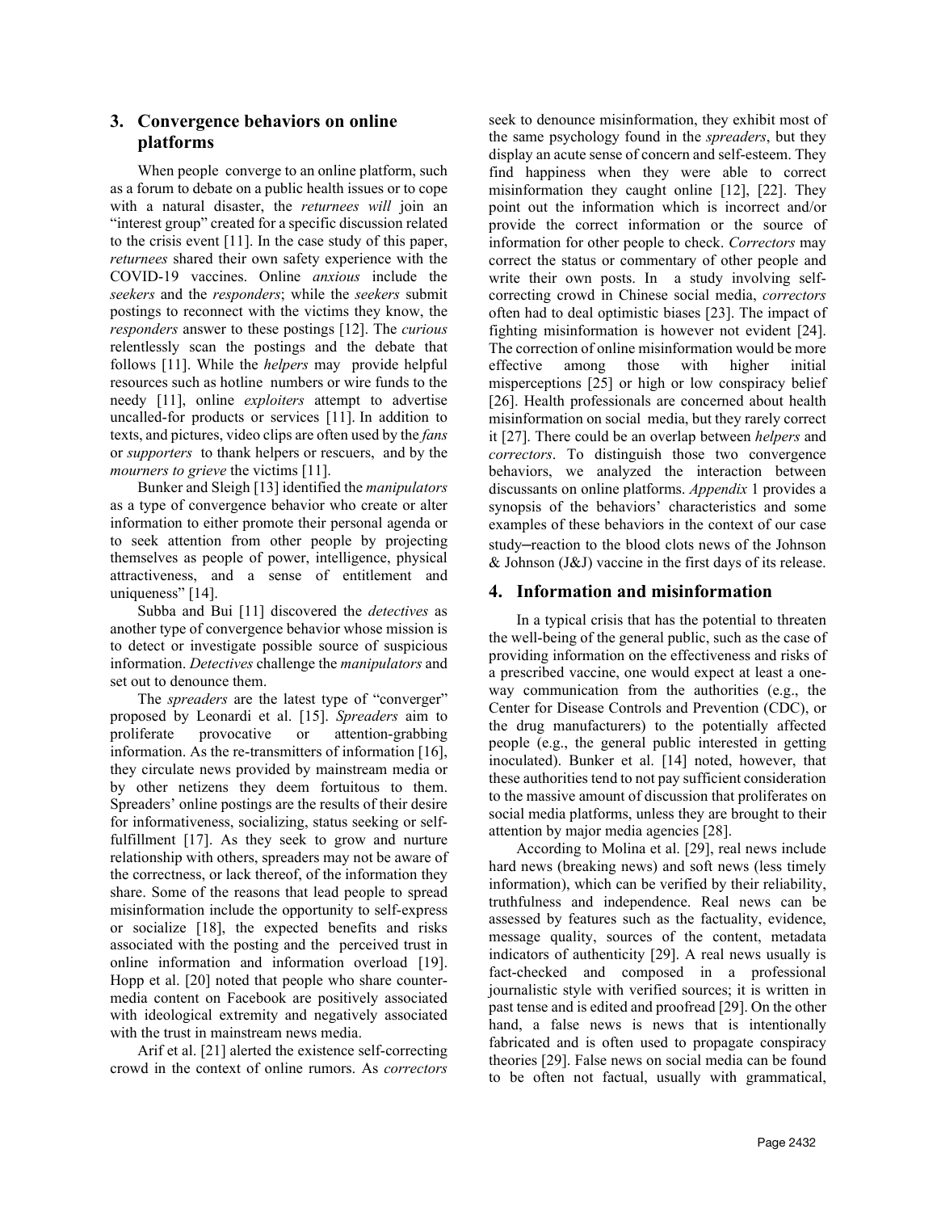## 3. Convergence behaviors on online platforms

When people converge to an online platform, such as a forum to debate on a public health issues or to cope with a natural disaster, the *returnees will* join an "interest group" created for a specific discussion related to the crisis event [11]. In the case study of this paper, *returnees* shared their own safety experience with the COVID-19 vaccines. Online *anxious* include the *seekers* and the *responders*; while the *seekers* submit postings to reconnect with the victims they know, the *responders* answer to these postings [12]. The *curious* relentlessly scan the postings and the debate that follows [11]. While the *helpers* may provide helpful resources such as hotline numbers or wire funds to the needy [11], online *exploiters* attempt to advertise uncalled-for products or services [11]. In addition to texts, and pictures, video clips are often used by the *fans* or *supporters* to thank helpers or rescuers, and by the *mourners to grieve* the victims [11].

Bunker and Sleigh [13] identified the *manipulators* as a type of convergence behavior who create or alter information to either promote their personal agenda or to seek attention from other people by projecting themselves as people of power, intelligence, physical attractiveness, and a sense of entitlement and uniqueness" [14].

Subba and Bui [11] discovered the *detectives* as another type of convergence behavior whose mission is to detect or investigate possible source of suspicious information. *Detectives* challenge the *manipulators* and set out to denounce them.

The *spreaders* are the latest type of "converger" proposed by Leonardi et al. [15]. *Spreaders* aim to proliferate provocative or attention-grabbing information. As the re-transmitters of information [16], they circulate news provided by mainstream media or by other netizens they deem fortuitous to them. Spreaders' online postings are the results of their desire for informativeness, socializing, status seeking or self-fulfillment [17]. As they seek to grow and nurture relationship with others, spreaders may not be aware of the correctness, or lack thereof, of the information they share. Some of the reasons that lead people to spread misinformation include the opportunity to self-express or socialize [18], the expected benefits and risks associated with the posting and the perceived trust in online information and information overload [19]. Hopp et al. [20] noted that people who share counter-media content on Facebook are positively associated with ideological extremity and negatively associated with the trust in mainstream news media.

Arif et al. [21] alerted the existence self-correcting crowd in the context of online rumors. As *correctors* seek to denounce misinformation, they exhibit most of the same psychology found in the *spreaders*, but they display an acute sense of concern and self-esteem. They find happiness when they were able to correct misinformation they caught online [12], [22]. They point out the information which is incorrect and/or provide the correct information or the source of information for other people to check. *Correctors* may correct the status or commentary of other people and write their own posts. In a study involving self-correcting crowd in Chinese social media, *correctors* often had to deal optimistic biases [23]. The impact of fighting misinformation is however not evident [24]. The correction of online misinformation would be more effective among those with higher initial misperceptions [25] or high or low conspiracy belief [26]. Health professionals are concerned about health misinformation on social media, but they rarely correct it [27]. There could be an overlap between *helpers* and *correctors*. To distinguish those two convergence behaviors, we analyzed the interaction between discussants on online platforms. *Appendix* 1 provides a synopsis of the behaviors' characteristics and some examples of these behaviors in the context of our case study–reaction to the blood clots news of the Johnson & Johnson (J&J) vaccine in the first days of its release.

## 4. Information and misinformation

In a typical crisis that has the potential to threaten the well-being of the general public, such as the case of providing information on the effectiveness and risks of a prescribed vaccine, one would expect at least a one-way communication from the authorities (e.g., the Center for Disease Controls and Prevention (CDC), or the drug manufacturers) to the potentially affected people (e.g., the general public interested in getting inoculated). Bunker et al. [14] noted, however, that these authorities tend to not pay sufficient consideration to the massive amount of discussion that proliferates on social media platforms, unless they are brought to their attention by major media agencies [28].

According to Molina et al. [29], real news include hard news (breaking news) and soft news (less timely information), which can be verified by their reliability, truthfulness and independence. Real news can be assessed by features such as the factuality, evidence, message quality, sources of the content, metadata indicators of authenticity [29]. A real news usually is fact-checked and composed in a professional journalistic style with verified sources; it is written in past tense and is edited and proofread [29]. On the other hand, a false news is news that is intentionally fabricated and is often used to propagate conspiracy theories [29]. False news on social media can be found to be often not factual, usually with grammatical,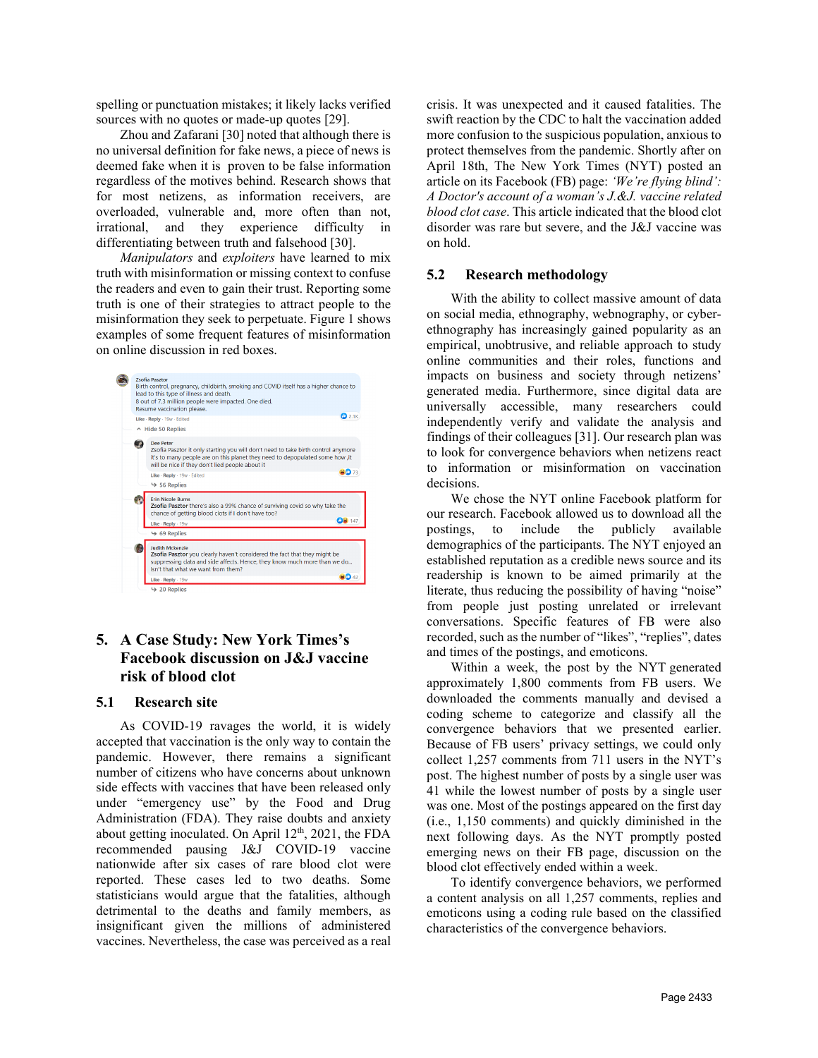spelling or punctuation mistakes; it likely lacks verified sources with no quotes or made-up quotes [29].

Zhou and Zafarani [30] noted that although there is no universal definition for fake news, a piece of news is deemed fake when it is proven to be false information regardless of the motives behind. Research shows that for most netizens, as information receivers, are overloaded, vulnerable and, more often than not, irrational, and they experience difficulty in differentiating between truth and falsehood [30].

*Manipulators* and *exploiters* have learned to mix truth with misinformation or missing context to confuse the readers and even to gain their trust. Reporting some truth is one of their strategies to attract people to the misinformation they seek to perpetuate. Figure 1 shows examples of some frequent features of misinformation on online discussion in red boxes.

Zsofia Pasztor
Birth control, pregnancy, childbirth, smoking and COVID itself has a higher chance to lead to this type of illness and death.
8 out of 7.3 million people were impacted. One died.
Resume vaccination please.
Like · Reply · 19w · Edited 2.1K
Hide 50 Replies

Dee Peter
Zsofia Pasztor it only starting you will don't need to take birth control anymore it's to many people are on this planet they need to depopulated some how ,it will be nice if they don't lied people about it
Like · Reply · 19w · Edited 73
56 Replies

Erin Nicole Burns
Zsofia Pasztor there's also a 99% chance of surviving covid so why take the chance of getting blood clots if I don't have too?
Like · Reply · 19w 147
69 Replies

Judith Mckenzie
Zsofia Pasztor you clearly haven't considered the fact that they might be suppressing data and side affects. Hence, they know much more than we do... Isn't that what we want from them?
Like · Reply · 19w 42
20 Replies

## 5. A Case Study: New York Times's Facebook discussion on J&J vaccine risk of blood clot

### 5.1 Research site

As COVID-19 ravages the world, it is widely accepted that vaccination is the only way to contain the pandemic. However, there remains a significant number of citizens who have concerns about unknown side effects with vaccines that have been released only under "emergency use" by the Food and Drug Administration (FDA). They raise doubts and anxiety about getting inoculated. On April 12th, 2021, the FDA recommended pausing J&J COVID-19 vaccine nationwide after six cases of rare blood clot were reported. These cases led to two deaths. Some statisticians would argue that the fatalities, although detrimental to the deaths and family members, as insignificant given the millions of administered vaccines. Nevertheless, the case was perceived as a real crisis. It was unexpected and it caused fatalities. The swift reaction by the CDC to halt the vaccination added more confusion to the suspicious population, anxious to protect themselves from the pandemic. Shortly after on April 18th, The New York Times (NYT) posted an article on its Facebook (FB) page: *'We're flying blind': A Doctor's account of a woman's J.&J. vaccine related blood clot case*. This article indicated that the blood clot disorder was rare but severe, and the J&J vaccine was on hold.

### 5.2 Research methodology

With the ability to collect massive amount of data on social media, ethnography, webnography, or cyber-ethnography has increasingly gained popularity as an empirical, unobtrusive, and reliable approach to study online communities and their roles, functions and impacts on business and society through netizens' generated media. Furthermore, since digital data are universally accessible, many researchers could independently verify and validate the analysis and findings of their colleagues [31]. Our research plan was to look for convergence behaviors when netizens react to information or misinformation on vaccination decisions.

We chose the NYT online Facebook platform for our research. Facebook allowed us to download all the postings, to include the publicly available demographics of the participants. The NYT enjoyed an established reputation as a credible news source and its readership is known to be aimed primarily at the literate, thus reducing the possibility of having "noise" from people just posting unrelated or irrelevant conversations. Specific features of FB were also recorded, such as the number of "likes", "replies", dates and times of the postings, and emoticons.

Within a week, the post by the NYT generated approximately 1,800 comments from FB users. We downloaded the comments manually and devised a coding scheme to categorize and classify all the convergence behaviors that we presented earlier. Because of FB users' privacy settings, we could only collect 1,257 comments from 711 users in the NYT's post. The highest number of posts by a single user was 41 while the lowest number of posts by a single user was one. Most of the postings appeared on the first day (i.e., 1,150 comments) and quickly diminished in the next following days. As the NYT promptly posted emerging news on their FB page, discussion on the blood clot effectively ended within a week.

To identify convergence behaviors, we performed a content analysis on all 1,257 comments, replies and emoticons using a coding rule based on the classified characteristics of the convergence behaviors.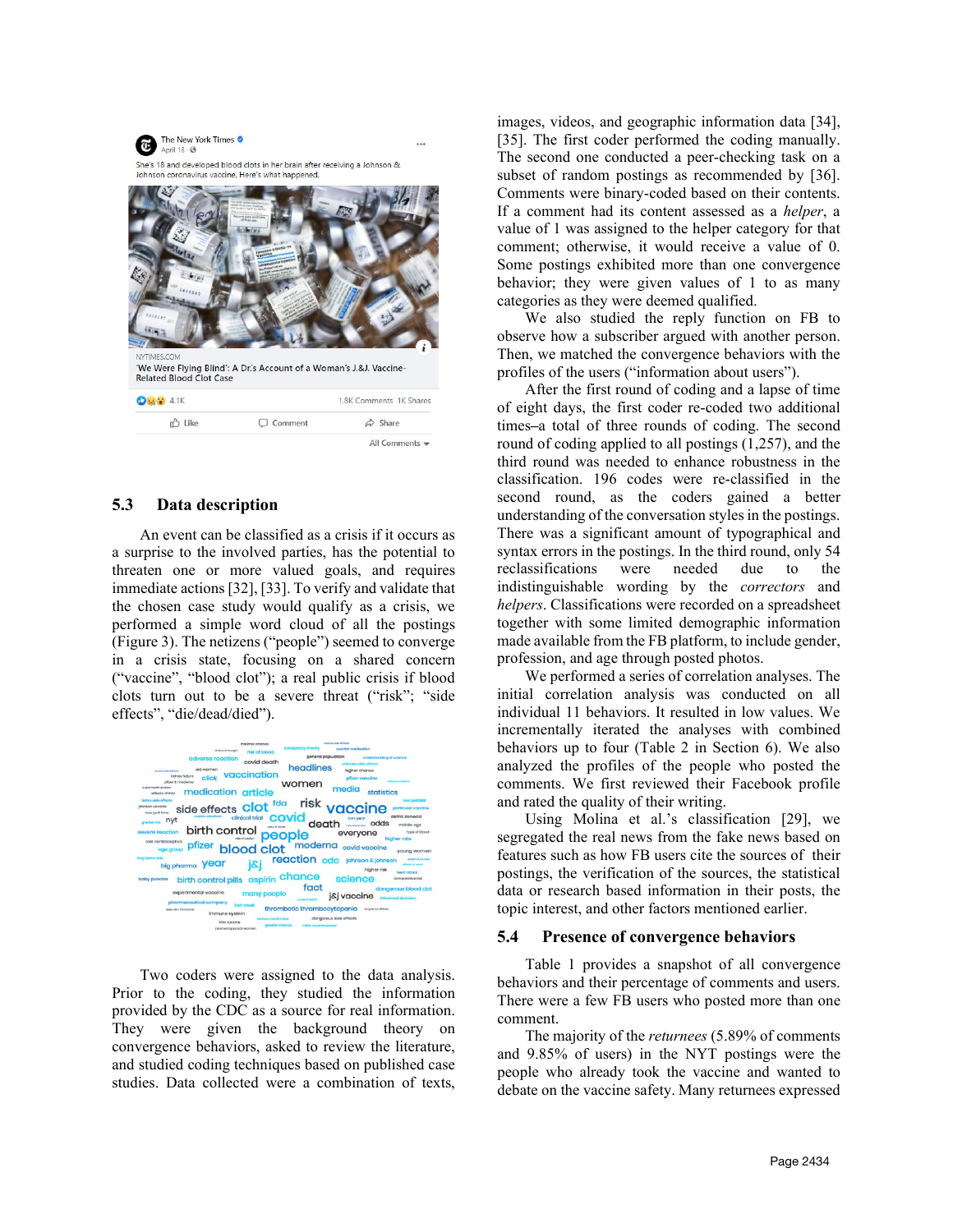## 5.3 Data description

An event can be classified as a crisis if it occurs as a surprise to the involved parties, has the potential to threaten one or more valued goals, and requires immediate actions [32], [33]. To verify and validate that the chosen case study would qualify as a crisis, we performed a simple word cloud of all the postings (Figure 3). The netizens ("people") seemed to converge in a crisis state, focusing on a shared concern ("vaccine", "blood clot"); a real public crisis if blood clots turn out to be a severe threat ("risk"; "side effects", "die/dead/died").

Two coders were assigned to the data analysis. Prior to the coding, they studied the information provided by the CDC as a source for real information. They were given the background theory on convergence behaviors, asked to review the literature, and studied coding techniques based on published case studies. Data collected were a combination of texts, images, videos, and geographic information data [34], [35]. The first coder performed the coding manually. The second one conducted a peer-checking task on a subset of random postings as recommended by [36]. Comments were binary-coded based on their contents. If a comment had its content assessed as a *helper*, a value of 1 was assigned to the helper category for that comment; otherwise, it would receive a value of 0. Some postings exhibited more than one convergence behavior; they were given values of 1 to as many categories as they were deemed qualified.

We also studied the reply function on FB to observe how a subscriber argued with another person. Then, we matched the convergence behaviors with the profiles of the users ("information about users").

After the first round of coding and a lapse of time of eight days, the first coder re-coded two additional times–a total of three rounds of coding. The second round of coding applied to all postings (1,257), and the third round was needed to enhance robustness in the classification. 196 codes were re-classified in the second round, as the coders gained a better understanding of the conversation styles in the postings. There was a significant amount of typographical and syntax errors in the postings. In the third round, only 54 reclassifications were needed due to the indistinguishable wording by the *correctors* and *helpers*. Classifications were recorded on a spreadsheet together with some limited demographic information made available from the FB platform, to include gender, profession, and age through posted photos.

We performed a series of correlation analyses. The initial correlation analysis was conducted on all individual 11 behaviors. It resulted in low values. We incrementally iterated the analyses with combined behaviors up to four (Table 2 in Section 6). We also analyzed the profiles of the people who posted the comments. We first reviewed their Facebook profile and rated the quality of their writing.

Using Molina et al.'s classification [29], we segregated the real news from the fake news based on features such as how FB users cite the sources of their postings, the verification of the sources, the statistical data or research based information in their posts, the topic interest, and other factors mentioned earlier.

## 5.4 Presence of convergence behaviors

Table 1 provides a snapshot of all convergence behaviors and their percentage of comments and users. There were a few FB users who posted more than one comment.

The majority of the *returnees* (5.89% of comments and 9.85% of users) in the NYT postings were the people who already took the vaccine and wanted to debate on the vaccine safety. Many returnees expressed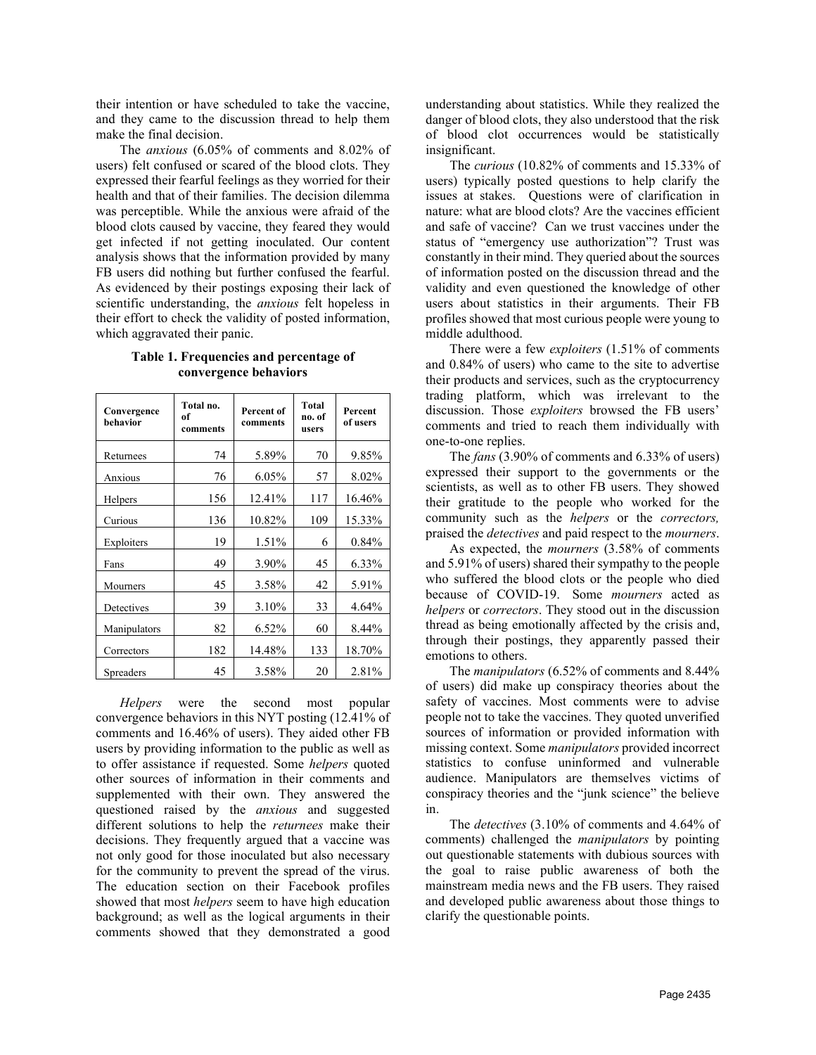their intention or have scheduled to take the vaccine, and they came to the discussion thread to help them make the final decision.

The *anxious* (6.05% of comments and 8.02% of users) felt confused or scared of the blood clots. They expressed their fearful feelings as they worried for their health and that of their families. The decision dilemma was perceptible. While the anxious were afraid of the blood clots caused by vaccine, they feared they would get infected if not getting inoculated. Our content analysis shows that the information provided by many FB users did nothing but further confused the fearful. As evidenced by their postings exposing their lack of scientific understanding, the *anxious* felt hopeless in their effort to check the validity of posted information, which aggravated their panic.

**Table 1. Frequencies and percentage of convergence behaviors**

| Convergence behavior | Total no. of comments | Percent of comments | Total no. of users | Percent of users |
|---|---|---|---|---|
| Returnees | 74 | 5.89% | 70 | 9.85% |
| Anxious | 76 | 6.05% | 57 | 8.02% |
| Helpers | 156 | 12.41% | 117 | 16.46% |
| Curious | 136 | 10.82% | 109 | 15.33% |
| Exploiters | 19 | 1.51% | 6 | 0.84% |
| Fans | 49 | 3.90% | 45 | 6.33% |
| Mourners | 45 | 3.58% | 42 | 5.91% |
| Detectives | 39 | 3.10% | 33 | 4.64% |
| Manipulators | 82 | 6.52% | 60 | 8.44% |
| Correctors | 182 | 14.48% | 133 | 18.70% |
| Spreaders | 45 | 3.58% | 20 | 2.81% |

*Helpers* were the second most popular convergence behaviors in this NYT posting (12.41% of comments and 16.46% of users). They aided other FB users by providing information to the public as well as to offer assistance if requested. Some *helpers* quoted other sources of information in their comments and supplemented with their own. They answered the questioned raised by the *anxious* and suggested different solutions to help the *returnees* make their decisions. They frequently argued that a vaccine was not only good for those inoculated but also necessary for the community to prevent the spread of the virus. The education section on their Facebook profiles showed that most *helpers* seem to have high education background; as well as the logical arguments in their comments showed that they demonstrated a good understanding about statistics. While they realized the danger of blood clots, they also understood that the risk of blood clot occurrences would be statistically insignificant.

The *curious* (10.82% of comments and 15.33% of users) typically posted questions to help clarify the issues at stakes. Questions were of clarification in nature: what are blood clots? Are the vaccines efficient and safe of vaccine? Can we trust vaccines under the status of "emergency use authorization"? Trust was constantly in their mind. They queried about the sources of information posted on the discussion thread and the validity and even questioned the knowledge of other users about statistics in their arguments. Their FB profiles showed that most curious people were young to middle adulthood.

There were a few *exploiters* (1.51% of comments and 0.84% of users) who came to the site to advertise their products and services, such as the cryptocurrency trading platform, which was irrelevant to the discussion. Those *exploiters* browsed the FB users' comments and tried to reach them individually with one-to-one replies.

The *fans* (3.90% of comments and 6.33% of users) expressed their support to the governments or the scientists, as well as to other FB users. They showed their gratitude to the people who worked for the community such as the *helpers* or the *correctors,* praised the *detectives* and paid respect to the *mourners*.

As expected, the *mourners* (3.58% of comments and 5.91% of users) shared their sympathy to the people who suffered the blood clots or the people who died because of COVID-19. Some *mourners* acted as *helpers* or *correctors*. They stood out in the discussion thread as being emotionally affected by the crisis and, through their postings, they apparently passed their emotions to others.

The *manipulators* (6.52% of comments and 8.44% of users) did make up conspiracy theories about the safety of vaccines. Most comments were to advise people not to take the vaccines. They quoted unverified sources of information or provided information with missing context. Some *manipulators* provided incorrect statistics to confuse uninformed and vulnerable audience. Manipulators are themselves victims of conspiracy theories and the "junk science" the believe in.

The *detectives* (3.10% of comments and 4.64% of comments) challenged the *manipulators* by pointing out questionable statements with dubious sources with the goal to raise public awareness of both the mainstream media news and the FB users. They raised and developed public awareness about those things to clarify the questionable points.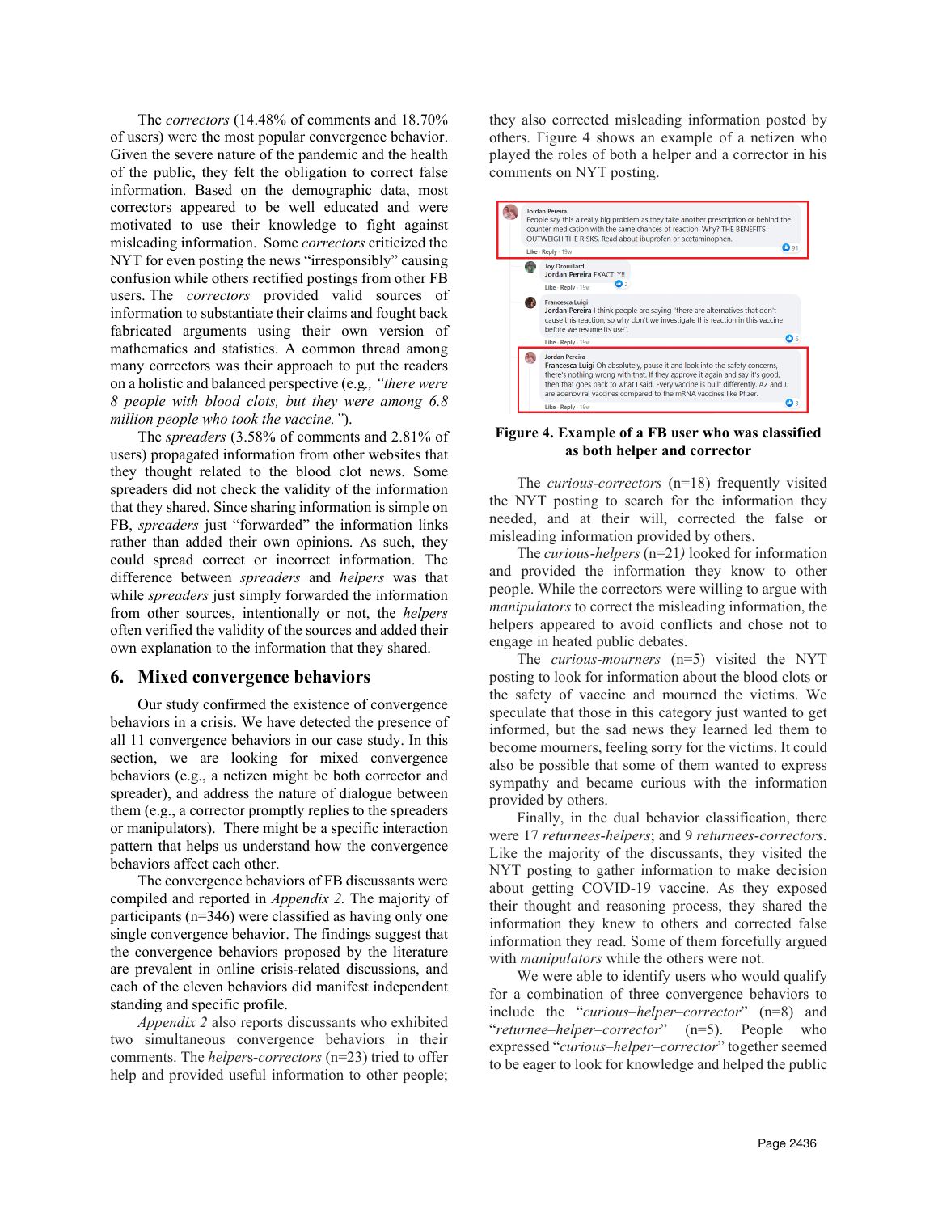The *correctors* (14.48% of comments and 18.70% of users) were the most popular convergence behavior. Given the severe nature of the pandemic and the health of the public, they felt the obligation to correct false information. Based on the demographic data, most correctors appeared to be well educated and were motivated to use their knowledge to fight against misleading information. Some *correctors* criticized the NYT for even posting the news "irresponsibly" causing confusion while others rectified postings from other FB users. The *correctors* provided valid sources of information to substantiate their claims and fought back fabricated arguments using their own version of mathematics and statistics. A common thread among many correctors was their approach to put the readers on a holistic and balanced perspective (e.g*., "there were 8 people with blood clots, but they were among 6.8 million people who took the vaccine."*).

The *spreaders* (3.58% of comments and 2.81% of users) propagated information from other websites that they thought related to the blood clot news. Some spreaders did not check the validity of the information that they shared. Since sharing information is simple on FB, *spreaders* just "forwarded" the information links rather than added their own opinions. As such, they could spread correct or incorrect information. The difference between *spreaders* and *helpers* was that while *spreaders* just simply forwarded the information from other sources, intentionally or not, the *helpers* often verified the validity of the sources and added their own explanation to the information that they shared.

## 6. Mixed convergence behaviors

Our study confirmed the existence of convergence behaviors in a crisis. We have detected the presence of all 11 convergence behaviors in our case study. In this section, we are looking for mixed convergence behaviors (e.g., a netizen might be both corrector and spreader), and address the nature of dialogue between them (e.g., a corrector promptly replies to the spreaders or manipulators). There might be a specific interaction pattern that helps us understand how the convergence behaviors affect each other.

The convergence behaviors of FB discussants were compiled and reported in *Appendix 2.* The majority of participants (n=346) were classified as having only one single convergence behavior. The findings suggest that the convergence behaviors proposed by the literature are prevalent in online crisis-related discussions, and each of the eleven behaviors did manifest independent standing and specific profile.

*Appendix 2* also reports discussants who exhibited two simultaneous convergence behaviors in their comments. The *helpers-correctors* (n=23) tried to offer help and provided useful information to other people; they also corrected misleading information posted by others. Figure 4 shows an example of a netizen who played the roles of both a helper and a corrector in his comments on NYT posting.

**Figure 4. Example of a FB user who was classified as both helper and corrector**

The *curious-correctors* (n=18) frequently visited the NYT posting to search for the information they needed, and at their will, corrected the false or misleading information provided by others.

The *curious-helpers* (n=21*)* looked for information and provided the information they know to other people. While the correctors were willing to argue with *manipulators* to correct the misleading information, the helpers appeared to avoid conflicts and chose not to engage in heated public debates.

The *curious-mourners* (n=5) visited the NYT posting to look for information about the blood clots or the safety of vaccine and mourned the victims. We speculate that those in this category just wanted to get informed, but the sad news they learned led them to become mourners, feeling sorry for the victims. It could also be possible that some of them wanted to express sympathy and became curious with the information provided by others.

Finally, in the dual behavior classification, there were 17 *returnees-helpers*; and 9 *returnees-correctors*. Like the majority of the discussants, they visited the NYT posting to gather information to make decision about getting COVID-19 vaccine. As they exposed their thought and reasoning process, they shared the information they knew to others and corrected false information they read. Some of them forcefully argued with *manipulators* while the others were not.

We were able to identify users who would qualify for a combination of three convergence behaviors to include the "*curious–helper–corrector*" (n=8) and "*returnee–helper–corrector*" (n=5). People who expressed "*curious–helper–corrector*" together seemed to be eager to look for knowledge and helped the public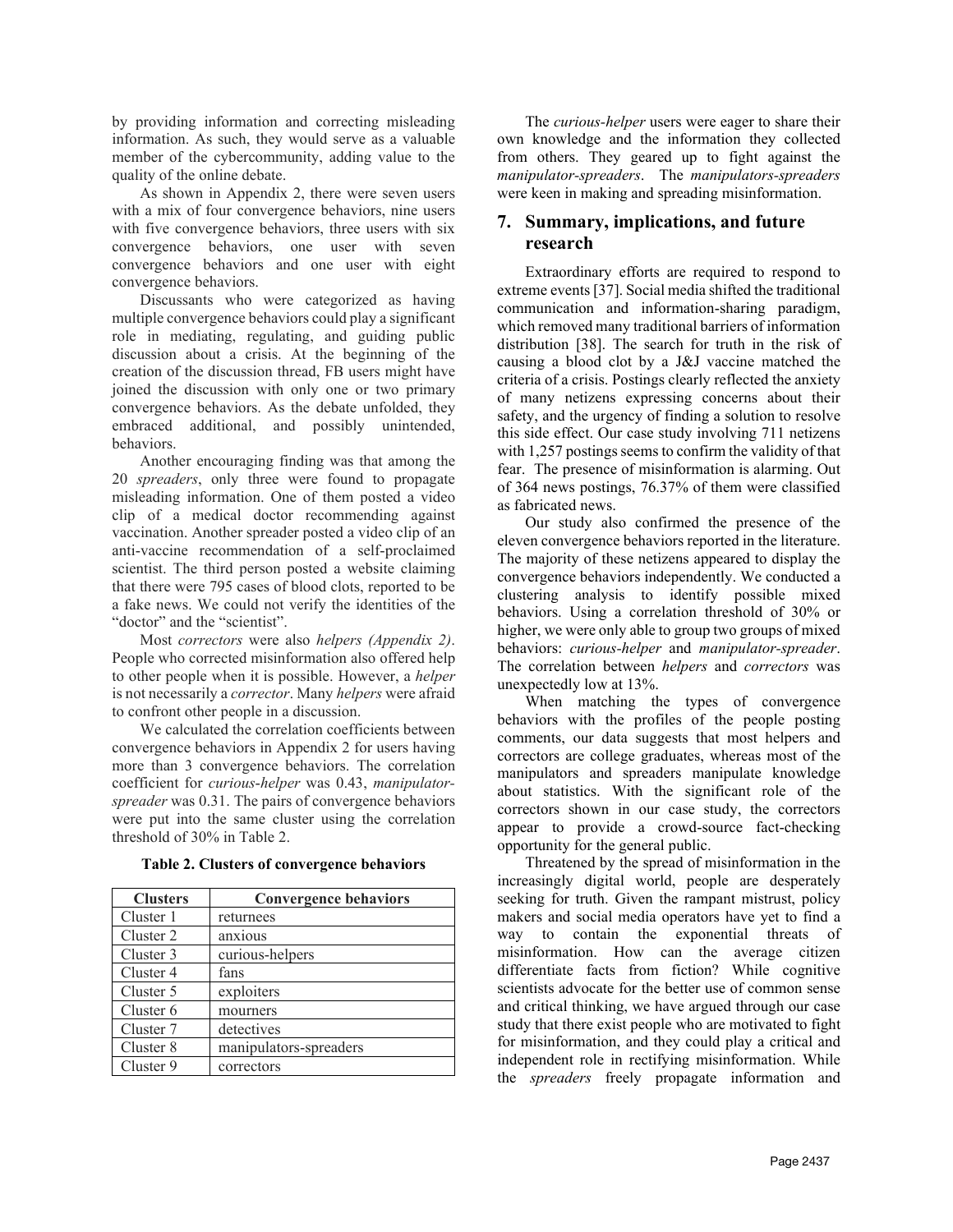by providing information and correcting misleading information. As such, they would serve as a valuable member of the cybercommunity, adding value to the quality of the online debate.

As shown in Appendix 2, there were seven users with a mix of four convergence behaviors, nine users with five convergence behaviors, three users with six convergence behaviors, one user with seven convergence behaviors and one user with eight convergence behaviors.

Discussants who were categorized as having multiple convergence behaviors could play a significant role in mediating, regulating, and guiding public discussion about a crisis. At the beginning of the creation of the discussion thread, FB users might have joined the discussion with only one or two primary convergence behaviors. As the debate unfolded, they embraced additional, and possibly unintended, behaviors.

Another encouraging finding was that among the 20 *spreaders*, only three were found to propagate misleading information. One of them posted a video clip of a medical doctor recommending against vaccination. Another spreader posted a video clip of an anti-vaccine recommendation of a self-proclaimed scientist. The third person posted a website claiming that there were 795 cases of blood clots, reported to be a fake news. We could not verify the identities of the "doctor" and the "scientist".

Most *correctors* were also *helpers (Appendix 2)*. People who corrected misinformation also offered help to other people when it is possible. However, a *helper* is not necessarily a *corrector*. Many *helpers* were afraid to confront other people in a discussion.

We calculated the correlation coefficients between convergence behaviors in Appendix 2 for users having more than 3 convergence behaviors. The correlation coefficient for *curious-helper* was 0.43, *manipulator-spreader* was 0.31. The pairs of convergence behaviors were put into the same cluster using the correlation threshold of 30% in Table 2.

**Table 2. Clusters of convergence behaviors**

| Clusters | Convergence behaviors |
|---|---|
| Cluster 1 | returnees |
| Cluster 2 | anxious |
| Cluster 3 | curious-helpers |
| Cluster 4 | fans |
| Cluster 5 | exploiters |
| Cluster 6 | mourners |
| Cluster 7 | detectives |
| Cluster 8 | manipulators-spreaders |
| Cluster 9 | correctors |

The *curious-helper* users were eager to share their own knowledge and the information they collected from others. They geared up to fight against the *manipulator-spreaders*. The *manipulators-spreaders* were keen in making and spreading misinformation.

## 7. Summary, implications, and future research

Extraordinary efforts are required to respond to extreme events [37]. Social media shifted the traditional communication and information-sharing paradigm, which removed many traditional barriers of information distribution [38]. The search for truth in the risk of causing a blood clot by a J&J vaccine matched the criteria of a crisis. Postings clearly reflected the anxiety of many netizens expressing concerns about their safety, and the urgency of finding a solution to resolve this side effect. Our case study involving 711 netizens with 1,257 postings seems to confirm the validity of that fear. The presence of misinformation is alarming. Out of 364 news postings, 76.37% of them were classified as fabricated news.

Our study also confirmed the presence of the eleven convergence behaviors reported in the literature. The majority of these netizens appeared to display the convergence behaviors independently. We conducted a clustering analysis to identify possible mixed behaviors. Using a correlation threshold of 30% or higher, we were only able to group two groups of mixed behaviors: *curious-helper* and *manipulator-spreader*. The correlation between *helpers* and *correctors* was unexpectedly low at 13%.

When matching the types of convergence behaviors with the profiles of the people posting comments, our data suggests that most helpers and correctors are college graduates, whereas most of the manipulators and spreaders manipulate knowledge about statistics. With the significant role of the correctors shown in our case study, the correctors appear to provide a crowd-source fact-checking opportunity for the general public.

Threatened by the spread of misinformation in the increasingly digital world, people are desperately seeking for truth. Given the rampant mistrust, policy makers and social media operators have yet to find a way to contain the exponential threats of misinformation. How can the average citizen differentiate facts from fiction? While cognitive scientists advocate for the better use of common sense and critical thinking, we have argued through our case study that there exist people who are motivated to fight for misinformation, and they could play a critical and independent role in rectifying misinformation. While the *spreaders* freely propagate information and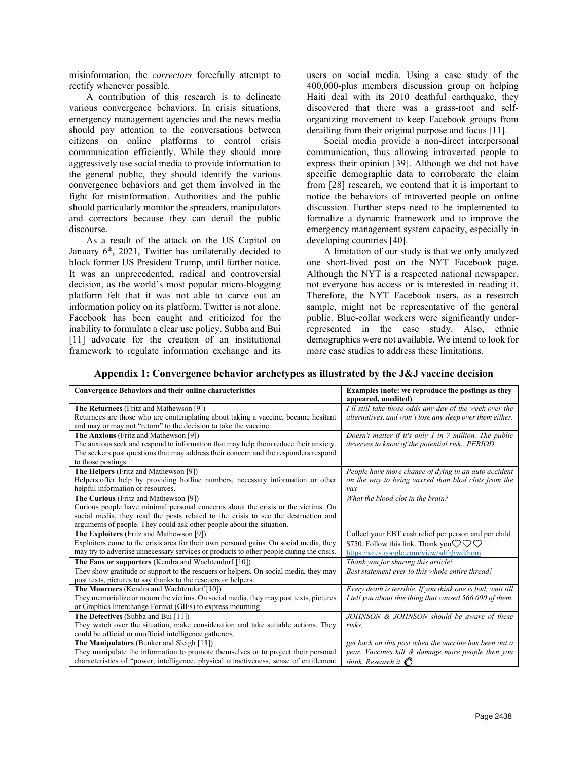misinformation, the *correctors* forcefully attempt to rectify whenever possible.

A contribution of this research is to delineate various convergence behaviors. In crisis situations, emergency management agencies and the news media should pay attention to the conversations between citizens on online platforms to control crisis communication efficiently. While they should more aggressively use social media to provide information to the general public, they should identify the various convergence behaviors and get them involved in the fight for misinformation. Authorities and the public should particularly monitor the spreaders, manipulators and correctors because they can derail the public discourse.

As a result of the attack on the US Capitol on January 6th, 2021, Twitter has unilaterally decided to block former US President Trump, until further notice. It was an unprecedented, radical and controversial decision, as the world's most popular micro-blogging platform felt that it was not able to carve out an information policy on its platform. Twitter is not alone. Facebook has been caught and criticized for the inability to formulate a clear use policy. Subba and Bui [11] advocate for the creation of an institutional framework to regulate information exchange and its users on social media. Using a case study of the 400,000-plus members discussion group on helping Haiti deal with its 2010 deathful earthquake, they discovered that there was a grass-root and self-organizing movement to keep Facebook groups from derailing from their original purpose and focus [11].

Social media provide a non-direct interpersonal communication, thus allowing introverted people to express their opinion [39]. Although we did not have specific demographic data to corroborate the claim from [28] research, we contend that it is important to notice the behaviors of introverted people on online discussion. Further steps need to be implemented to formalize a dynamic framework and to improve the emergency management system capacity, especially in developing countries [40].

A limitation of our study is that we only analyzed one short-lived post on the NYT Facebook page. Although the NYT is a respected national newspaper, not everyone has access or is interested in reading it. Therefore, the NYT Facebook users, as a research sample, might not be representative of the general public. Blue-collar workers were significantly under-represented in the case study. Also, ethnic demographics were not available. We intend to look for more case studies to address these limitations.

**Appendix 1: Convergence behavior archetypes as illustrated by the J&J vaccine decision**

| **Convergence Behaviors and their online characteristics** | **Examples (note: we reproduce the postings as they appeared, unedited)** |
|---|---|
| **The Returnees** (Fritz and Mathewson [9])<br>Returnees are those who are contemplating about taking a vaccine, became hesitant and may or may not "return" to the decision to take the vaccine | *I'll still take those odds any day of the week over the alternatives, and won't lose any sleep over them either.* |
| **The Anxious** (Fritz and Mathewson [9])<br>The anxious seek and respond to information that may help them reduce their anxiety. The seekers post questions that may address their concern and the responders respond to those postings. | *Doesn't matter if it's only 1 in 7 million. The public deserves to know of the potential risk...PERIOD* |
| **The Helpers** (Fritz and Mathewson [9])<br>Helpers offer help by providing hotline numbers, necessary information or other helpful information or resources. | *People have more chance of dying in an auto accident on the way to being vaxxed than blod clots from the vax* |
| **The Curious** (Fritz and Mathewson [9])<br>Curious people have minimal personal concerns about the crisis or the victims. On social media, they read the posts related to the crisis to see the destruction and arguments of people. They could ask other people about the situation. | *What the blood clot in the brain?* |
| **The Exploiters** (Fritz and Mathewson [9])<br>Exploiters come to the crisis area for their own personal gains. On social media, they may try to advertise unnecessary services or products to other people during the crisis. | Collect your EBT cash relief per person and per child $750. Follow this link. Thank you♡♡♡ https://sites.google.com/view/sdfghwd/hom |
| **The Fans or supporters** (Kendra and Wachtendorf [10])<br>They show gratitude or support to the rescuers or helpers. On social media, they may post texts, pictures to say thanks to the rescuers or helpers. | *Thank you for sharing this article!*<br>*Best statement ever to this whole entire thread!* |
| **The Mourners** (Kendra and Wachtendorf [10])<br>They memorialize or mourn the victims. On social media, they may post texts, pictures or Graphics Interchange Format (GIFs) to express mourning. | *Every death is terrible. If you think one is bad, wait till I tell you about this thing that caused 566,000 of them.* |
| **The Detectives** (Subba and Bui [11])<br>They watch over the situation, make consideration and take suitable actions. They could be official or unofficial intelligence gatherers. | *JOHNSON & JOHNSON should be aware of these risks.* |
| **The Manipulators** (Bunker and Sleigh [13])<br>They manipulate the information to promote themselves or to project their personal characteristics of "power, intelligence, physical attractiveness, sense of entitlement | *get back on this post when the vaccine has been out a year. Vaccines kill & damage more people then you think. Research it* 👏 |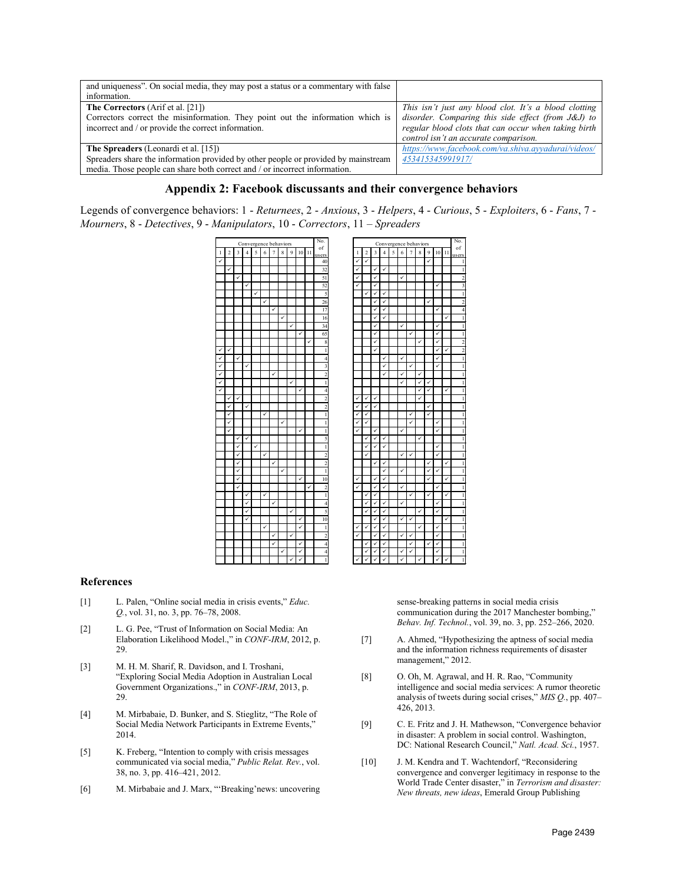| | |
|---|---|
| and uniqueness". On social media, they may post a status or a commentary with false information. | |
| **The Correctors** (Arif et al. [21])<br>Correctors correct the misinformation. They point out the information which is incorrect and / or provide the correct information. | *This isn't just any blood clot. It's a blood clotting disorder. Comparing this side effect (from J&J) to regular blood clots that can occur when taking birth control isn't an accurate comparison.* |
| **The Spreaders** (Leonardi et al. [15])<br>Spreaders share the information provided by other people or provided by mainstream media. Those people can share both correct and / or incorrect information. | *https://www.facebook.com/va.shiva.ayyadurai/videos/453415345991917/* |

## Appendix 2: Facebook discussants and their convergence behaviors

Legends of convergence behaviors: 1 - *Returnees*, 2 - *Anxious*, 3 - *Helpers*, 4 - *Curious*, 5 - *Exploiters*, 6 - *Fans*, 7 - *Mourners*, 8 - *Detectives*, 9 - *Manipulators*, 10 - *Correctors*, 11 – *Spreaders*

| Convergence behaviors | | | | | | | | | | | No. of users |
|---|---|---|---|---|---|---|---|---|---|---|---|
| 1 | 2 | 3 | 4 | 5 | 6 | 7 | 8 | 9 | 10 | 11 | |
| ✓ | | | | | | | | | | | 40 |
| | ✓ | | | | | | | | | | 32 |
| | | ✓ | | | | | | | | | 51 |
| | | | ✓ | | | | | | | | 52 |
| | | | | ✓ | | | | | | | 5 |
| | | | | | ✓ | | | | | | 26 |
| | | | | | | ✓ | | | | | 17 |
| | | | | | | | ✓ | | | | 16 |
| | | | | | | | | ✓ | | | 34 |
| | | | | | | | | | ✓ | | 65 |
| | | | | | | | | | | ✓ | 8 |
| ✓ | ✓ | | | | | | | | | | 1 |
| ✓ | | ✓ | | | | | | | | | 4 |
| ✓ | | | ✓ | | | | | | | | 3 |
| ✓ | | | | | | ✓ | | | | | 2 |
| ✓ | | | | | | | | ✓ | | | 1 |
| ✓ | | | | | | | | | ✓ | | 4 |
| | ✓ | ✓ | | | | | | | | | 2 |
| | ✓ | | ✓ | | | | | | | | 2 |
| | ✓ | | | | ✓ | | | | | | 1 |
| | ✓ | | | | | | ✓ | | | | 1 |
| | ✓ | | | | | | | | ✓ | | 1 |
| | | ✓ | ✓ | | | | | | | | 5 |
| | | ✓ | | ✓ | | | | | | | 1 |
| | | ✓ | | | ✓ | | | | | | 2 |
| | | ✓ | | | | ✓ | | | | | 2 |
| | | ✓ | | | | | ✓ | | | | 1 |
| | | ✓ | | | | | | | ✓ | | 10 |
| | | ✓ | | | | | | | | ✓ | 2 |
| | | | ✓ | | ✓ | | | | | | 1 |
| | | | ✓ | | | ✓ | | | | | 4 |
| | | | ✓ | | | | | ✓ | | | 5 |
| | | | ✓ | | | | | | ✓ | | 10 |
| | | | | | ✓ | | | | ✓ | | 1 |
| | | | | | | ✓ | | ✓ | | | 2 |
| | | | | | | ✓ | | | ✓ | | 4 |
| | | | | | | | ✓ | | ✓ | | 4 |
| | | | | | | | | ✓ | ✓ | | 1 |

| Convergence behaviors | | | | | | | | | | | No. of users |
|---|---|---|---|---|---|---|---|---|---|---|---|
| 1 | 2 | 3 | 4 | 5 | 6 | 7 | 8 | 9 | 10 | 11 | |
| ✓ | ✓ | | | | | | | ✓ | | | 1 |
| ✓ | | ✓ | ✓ | | | | | | | | 1 |
| ✓ | | ✓ | | | ✓ | | | | | | 2 |
| ✓ | | ✓ | | | | | | | ✓ | | 3 |
| | ✓ | ✓ | ✓ | | | | | | | | 1 |
| | | ✓ | ✓ | | | | | ✓ | | | 2 |
| | | ✓ | ✓ | | | | | | ✓ | | 4 |
| | | ✓ | ✓ | | | | | | | ✓ | 1 |
| | | ✓ | | | ✓ | | | | ✓ | | 1 |
| | | ✓ | | | | ✓ | | | ✓ | | 1 |
| | | ✓ | | | | | ✓ | | ✓ | | 2 |
| | | ✓ | | | | | | | ✓ | ✓ | 2 |
| | | | ✓ | | ✓ | | | | ✓ | | 1 |
| | | | ✓ | | | ✓ | | | ✓ | | 1 |
| | | | ✓ | | ✓ | | ✓ | | | | 1 |
| | | | | | ✓ | | ✓ | ✓ | | | 1 |
| | | | | | | | ✓ | ✓ | | ✓ | 1 |
| ✓ | ✓ | ✓ | | | | | ✓ | | | | 1 |
| ✓ | ✓ | ✓ | | | | | | ✓ | | | 1 |
| ✓ | ✓ | | | | | ✓ | | ✓ | | | 1 |
| ✓ | ✓ | | | | | ✓ | | | ✓ | | 1 |
| ✓ | | ✓ | | | ✓ | | | | ✓ | | 1 |
| | ✓ | ✓ | ✓ | | | | ✓ | | | | 1 |
| | ✓ | ✓ | ✓ | | | | | | ✓ | | 1 |
| | ✓ | | | | ✓ | ✓ | | | ✓ | | 1 |
| | | ✓ | ✓ | | | | | ✓ | | ✓ | 1 |
| | | | ✓ | | ✓ | | | ✓ | ✓ | | 1 |
| ✓ | | ✓ | ✓ | | | | | ✓ | | ✓ | 1 |
| ✓ | | ✓ | ✓ | | ✓ | | | | ✓ | | 1 |
| | ✓ | ✓ | | | | ✓ | | ✓ | | ✓ | 1 |
| | ✓ | ✓ | ✓ | | ✓ | | | | ✓ | | 1 |
| | ✓ | ✓ | ✓ | | | | ✓ | | ✓ | | 1 |
| | | ✓ | ✓ | | ✓ | ✓ | | | | ✓ | 1 |
| ✓ | ✓ | ✓ | ✓ | | | | ✓ | | ✓ | | 1 |
| ✓ | | ✓ | ✓ | | ✓ | ✓ | | | ✓ | | 1 |
| | ✓ | ✓ | ✓ | | | ✓ | | ✓ | ✓ | | 1 |
| | ✓ | ✓ | ✓ | | ✓ | ✓ | | | ✓ | | 1 |
| ✓ | ✓ | ✓ | ✓ | | ✓ | | ✓ | | ✓ | ✓ | 1 |

### References

[1] L. Palen, "Online social media in crisis events," *Educ. Q.*, vol. 31, no. 3, pp. 76–78, 2008.

[2] L. G. Pee, "Trust of Information on Social Media: An Elaboration Likelihood Model.," in *CONF-IRM*, 2012, p. 29.

[3] M. H. M. Sharif, R. Davidson, and I. Troshani, "Exploring Social Media Adoption in Australian Local Government Organizations.," in *CONF-IRM*, 2013, p. 29.

[4] M. Mirbabaie, D. Bunker, and S. Stieglitz, "The Role of Social Media Network Participants in Extreme Events," 2014.

[5] K. Freberg, "Intention to comply with crisis messages communicated via social media," *Public Relat. Rev.*, vol. 38, no. 3, pp. 416–421, 2012.

[6] M. Mirbabaie and J. Marx, "'Breaking'news: uncovering sense-breaking patterns in social media crisis communication during the 2017 Manchester bombing," *Behav. Inf. Technol.*, vol. 39, no. 3, pp. 252–266, 2020.

[7] A. Ahmed, "Hypothesizing the aptness of social media and the information richness requirements of disaster management," 2012.

[8] O. Oh, M. Agrawal, and H. R. Rao, "Community intelligence and social media services: A rumor theoretic analysis of tweets during social crises," *MIS Q.*, pp. 407–426, 2013.

[9] C. E. Fritz and J. H. Mathewson, "Convergence behavior in disaster: A problem in social control. Washington, DC: National Research Council," *Natl. Acad. Sci.*, 1957.

[10] J. M. Kendra and T. Wachtendorf, "Reconsidering convergence and converger legitimacy in response to the World Trade Center disaster," in *Terrorism and disaster: New threats, new ideas*, Emerald Group Publishing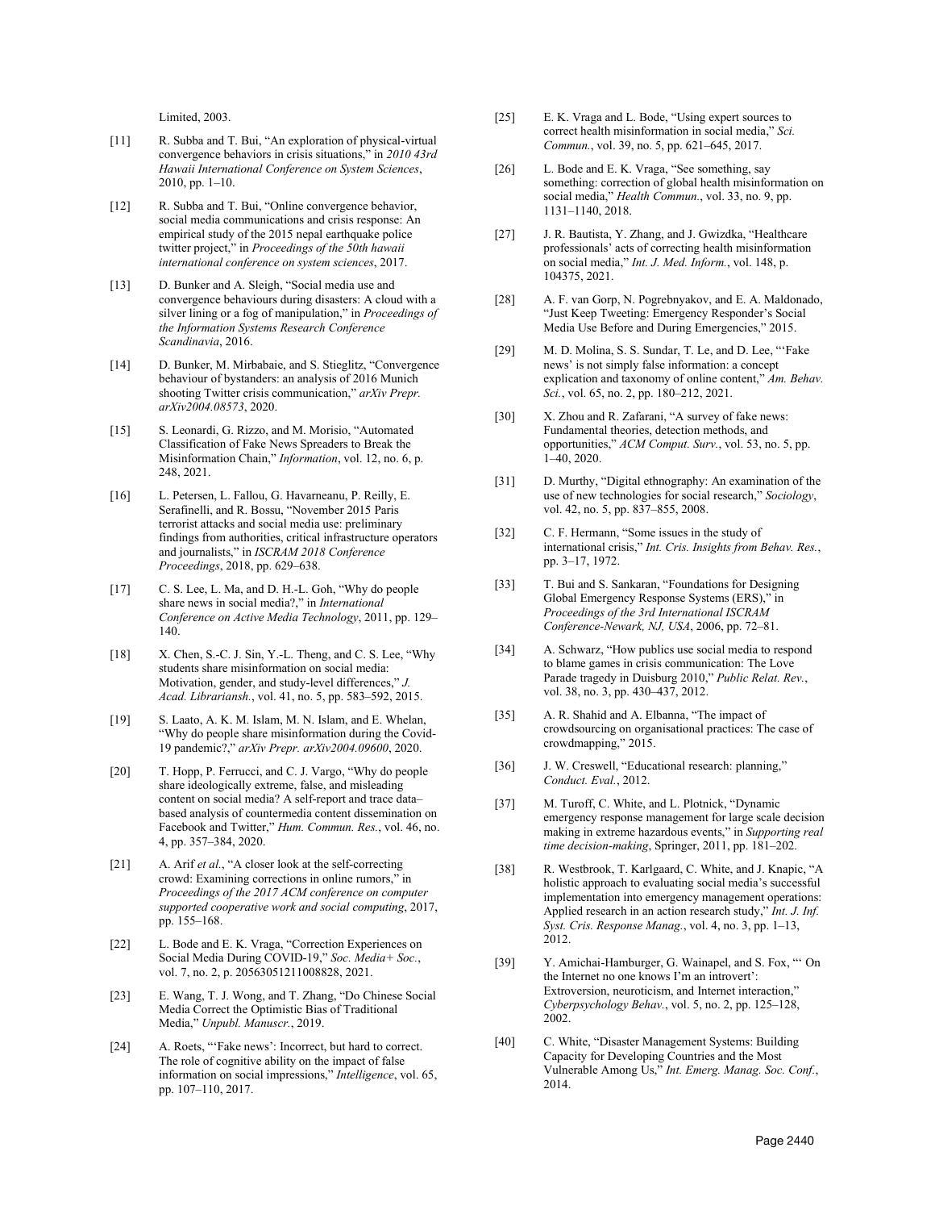Limited, 2003.

[11] R. Subba and T. Bui, "An exploration of physical-virtual convergence behaviors in crisis situations," in *2010 43rd Hawaii International Conference on System Sciences*, 2010, pp. 1–10.

[12] R. Subba and T. Bui, "Online convergence behavior, social media communications and crisis response: An empirical study of the 2015 nepal earthquake police twitter project," in *Proceedings of the 50th hawaii international conference on system sciences*, 2017.

[13] D. Bunker and A. Sleigh, "Social media use and convergence behaviours during disasters: A cloud with a silver lining or a fog of manipulation," in *Proceedings of the Information Systems Research Conference Scandinavia*, 2016.

[14] D. Bunker, M. Mirbabaie, and S. Stieglitz, "Convergence behaviour of bystanders: an analysis of 2016 Munich shooting Twitter crisis communication," *arXiv Prepr. arXiv2004.08573*, 2020.

[15] S. Leonardi, G. Rizzo, and M. Morisio, "Automated Classification of Fake News Spreaders to Break the Misinformation Chain," *Information*, vol. 12, no. 6, p. 248, 2021.

[16] L. Petersen, L. Fallou, G. Havarneanu, P. Reilly, E. Serafinelli, and R. Bossu, "November 2015 Paris terrorist attacks and social media use: preliminary findings from authorities, critical infrastructure operators and journalists," in *ISCRAM 2018 Conference Proceedings*, 2018, pp. 629–638.

[17] C. S. Lee, L. Ma, and D. H.-L. Goh, "Why do people share news in social media?," in *International Conference on Active Media Technology*, 2011, pp. 129–140.

[18] X. Chen, S.-C. J. Sin, Y.-L. Theng, and C. S. Lee, "Why students share misinformation on social media: Motivation, gender, and study-level differences," *J. Acad. Librariansh.*, vol. 41, no. 5, pp. 583–592, 2015.

[19] S. Laato, A. K. M. Islam, M. N. Islam, and E. Whelan, "Why do people share misinformation during the Covid-19 pandemic?," *arXiv Prepr. arXiv2004.09600*, 2020.

[20] T. Hopp, P. Ferrucci, and C. J. Vargo, "Why do people share ideologically extreme, false, and misleading content on social media? A self-report and trace data–based analysis of countermedia content dissemination on Facebook and Twitter," *Hum. Commun. Res.*, vol. 46, no. 4, pp. 357–384, 2020.

[21] A. Arif *et al.*, "A closer look at the self-correcting crowd: Examining corrections in online rumors," in *Proceedings of the 2017 ACM conference on computer supported cooperative work and social computing*, 2017, pp. 155–168.

[22] L. Bode and E. K. Vraga, "Correction Experiences on Social Media During COVID-19," *Soc. Media+ Soc.*, vol. 7, no. 2, p. 20563051211008828, 2021.

[23] E. Wang, T. J. Wong, and T. Zhang, "Do Chinese Social Media Correct the Optimistic Bias of Traditional Media," *Unpubl. Manuscr.*, 2019.

[24] A. Roets, "'Fake news': Incorrect, but hard to correct. The role of cognitive ability on the impact of false information on social impressions," *Intelligence*, vol. 65, pp. 107–110, 2017.

[25] E. K. Vraga and L. Bode, "Using expert sources to correct health misinformation in social media," *Sci. Commun.*, vol. 39, no. 5, pp. 621–645, 2017.

[26] L. Bode and E. K. Vraga, "See something, say something: correction of global health misinformation on social media," *Health Commun.*, vol. 33, no. 9, pp. 1131–1140, 2018.

[27] J. R. Bautista, Y. Zhang, and J. Gwizdka, "Healthcare professionals' acts of correcting health misinformation on social media," *Int. J. Med. Inform.*, vol. 148, p. 104375, 2021.

[28] A. F. van Gorp, N. Pogrebnyakov, and E. A. Maldonado, "Just Keep Tweeting: Emergency Responder's Social Media Use Before and During Emergencies," 2015.

[29] M. D. Molina, S. S. Sundar, T. Le, and D. Lee, "'Fake news' is not simply false information: a concept explication and taxonomy of online content," *Am. Behav. Sci.*, vol. 65, no. 2, pp. 180–212, 2021.

[30] X. Zhou and R. Zafarani, "A survey of fake news: Fundamental theories, detection methods, and opportunities," *ACM Comput. Surv.*, vol. 53, no. 5, pp. 1–40, 2020.

[31] D. Murthy, "Digital ethnography: An examination of the use of new technologies for social research," *Sociology*, vol. 42, no. 5, pp. 837–855, 2008.

[32] C. F. Hermann, "Some issues in the study of international crisis," *Int. Cris. Insights from Behav. Res.*, pp. 3–17, 1972.

[33] T. Bui and S. Sankaran, "Foundations for Designing Global Emergency Response Systems (ERS)," in *Proceedings of the 3rd International ISCRAM Conference-Newark, NJ, USA*, 2006, pp. 72–81.

[34] A. Schwarz, "How publics use social media to respond to blame games in crisis communication: The Love Parade tragedy in Duisburg 2010," *Public Relat. Rev.*, vol. 38, no. 3, pp. 430–437, 2012.

[35] A. R. Shahid and A. Elbanna, "The impact of crowdsourcing on organisational practices: The case of crowdmapping," 2015.

[36] J. W. Creswell, "Educational research: planning," *Conduct. Eval.*, 2012.

[37] M. Turoff, C. White, and L. Plotnick, "Dynamic emergency response management for large scale decision making in extreme hazardous events," in *Supporting real time decision-making*, Springer, 2011, pp. 181–202.

[38] R. Westbrook, T. Karlgaard, C. White, and J. Knapic, "A holistic approach to evaluating social media's successful implementation into emergency management operations: Applied research in an action research study," *Int. J. Inf. Syst. Cris. Response Manag.*, vol. 4, no. 3, pp. 1–13, 2012.

[39] Y. Amichai-Hamburger, G. Wainapel, and S. Fox, "' On the Internet no one knows I'm an introvert': Extroversion, neuroticism, and Internet interaction," *Cyberpsychology Behav.*, vol. 5, no. 2, pp. 125–128, 2002.

[40] C. White, "Disaster Management Systems: Building Capacity for Developing Countries and the Most Vulnerable Among Us," *Int. Emerg. Manag. Soc. Conf.*, 2014.